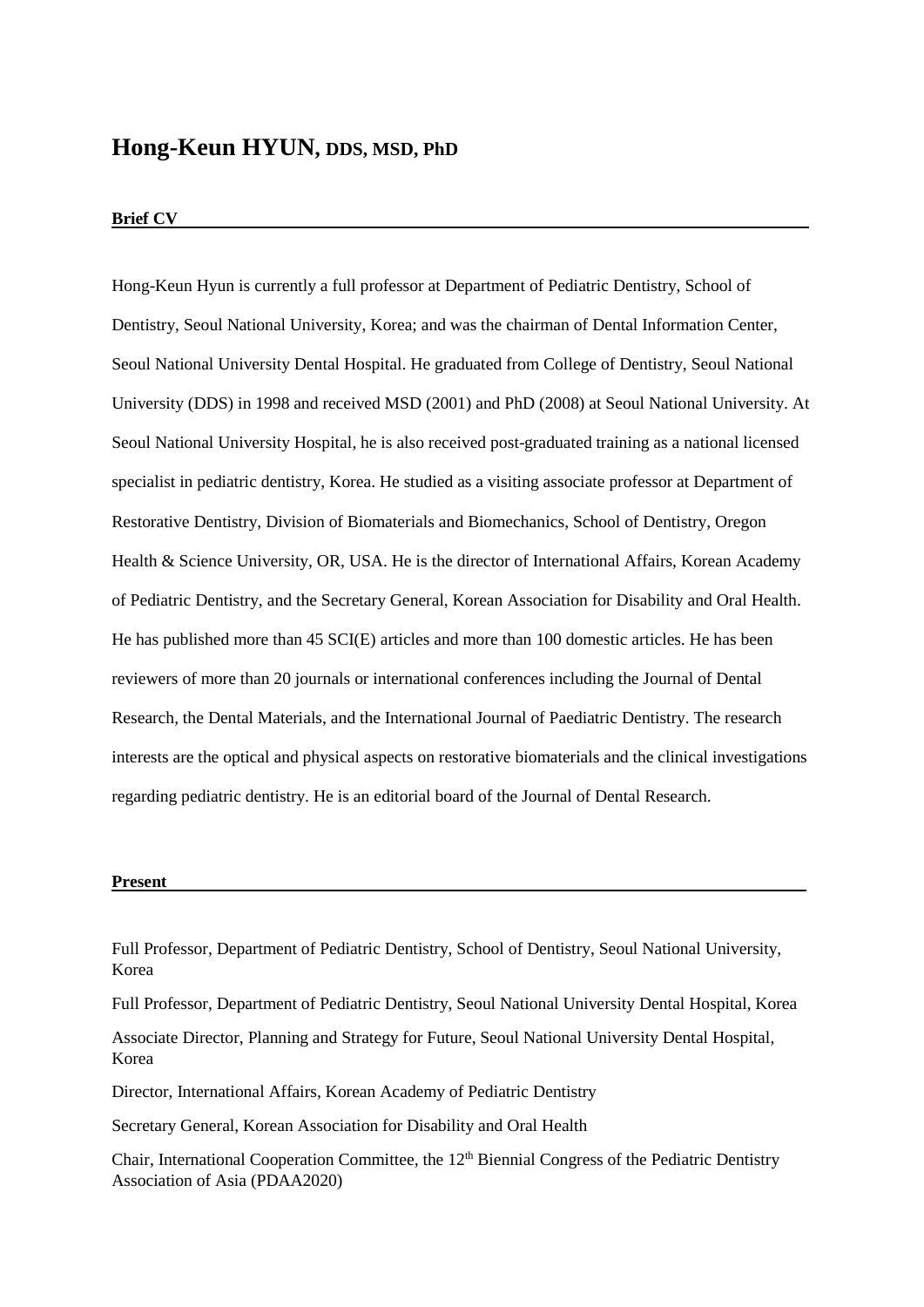# Hong-Keun HYUN, DDS, MSD, PhD

## Brief CV

Hong-Keun Hyun is currently a full professor at Department of Pediatric Dentistry, School of Dentistry, Seoul National University, Korea; and was the chairman of Dental Information Center, Seoul National University Dental Hospital. He graduated from College of Dentistry, Seoul National University (DDS) in 1998 and received MSD (2001) and PhD (2008) at Seoul National University. At Seoul National University Hospital, he is also received post-graduated training as a national licensed specialist in pediatric dentistry, Korea. He studied as a visiting associate professor at Department of Restorative Dentistry, Division of Biomaterials and Biomechanics, School of Dentistry, Oregon Health & Science University, OR, USA. He is the director of International Affairs, Korean Academy of Pediatric Dentistry, and the Secretary General, Korean Association for Disability and Oral Health. He has published more than 45 SCI(E) articles and more than 100 domestic articles. He has been reviewers of more than 20 journals or international conferences including the Journal of Dental Research, the Dental Materials, and the International Journal of Paediatric Dentistry. The research interests are the optical and physical aspects on restorative biomaterials and the clinical investigations regarding pediatric dentistry. He is an editorial board of the Journal of Dental Research.

## Present

Full Professor, Department of Pediatric Dentistry, School of Dentistry, Seoul National University, Korea

Full Professor, Department of Pediatric Dentistry, Seoul National University Dental Hospital, Korea

Associate Director, Planning and Strategy for Future, Seoul National University Dental Hospital, Korea

Director, International Affairs, Korean Academy of Pediatric Dentistry

Secretary General, Korean Association for Disability and Oral Health

Chair, International Cooperation Committee, the 12th Biennial Congress of the Pediatric Dentistry Association of Asia (PDAA2020)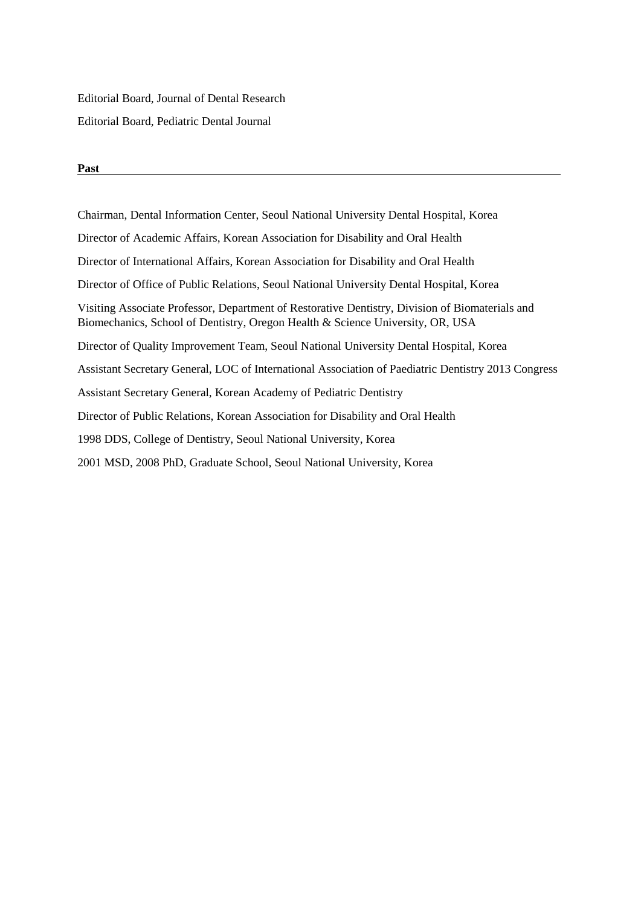Editorial Board, Journal of Dental Research

Editorial Board, Pediatric Dental Journal

**Past**

Chairman, Dental Information Center, Seoul National University Dental Hospital, Korea

Director of Academic Affairs, Korean Association for Disability and Oral Health

Director of International Affairs, Korean Association for Disability and Oral Health

Director of Office of Public Relations, Seoul National University Dental Hospital, Korea

Visiting Associate Professor, Department of Restorative Dentistry, Division of Biomaterials and Biomechanics, School of Dentistry, Oregon Health & Science University, OR, USA

Director of Quality Improvement Team, Seoul National University Dental Hospital, Korea

Assistant Secretary General, LOC of International Association of Paediatric Dentistry 2013 Congress

Assistant Secretary General, Korean Academy of Pediatric Dentistry

Director of Public Relations, Korean Association for Disability and Oral Health

1998 DDS, College of Dentistry, Seoul National University, Korea

2001 MSD, 2008 PhD, Graduate School, Seoul National University, Korea